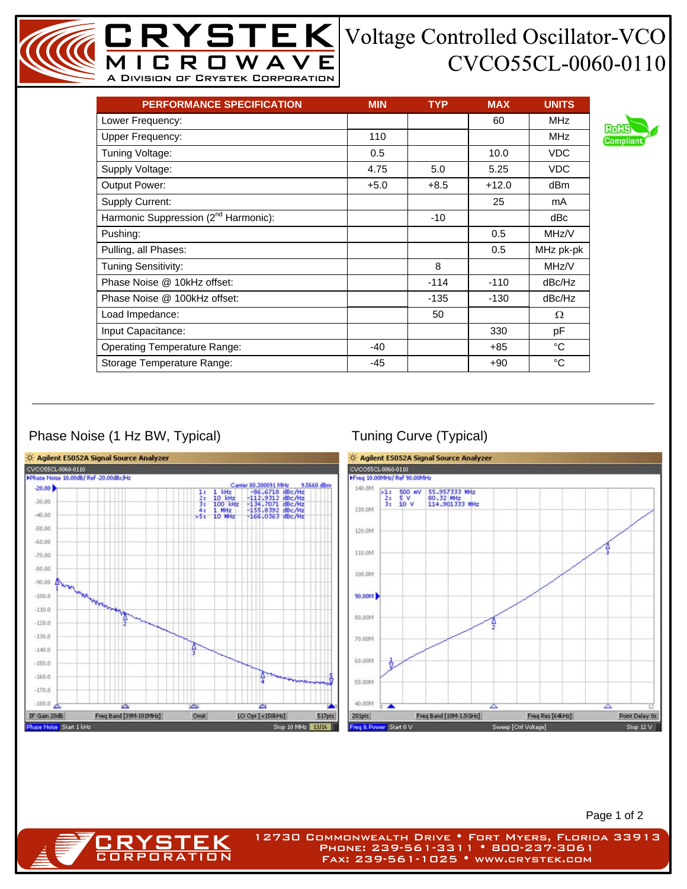# CRYSTEK MICROWAVE

A DIVISION OF CRYSTEK CORPORATION

# Voltage Controlled Oscillator-VCO
## CVCO55CL-0060-0110

RoHS Compliant

| PERFORMANCE SPECIFICATION | MIN | TYP | MAX | UNITS |
|---|---|---|---|---|
| Lower Frequency: | | | 60 | MHz |
| Upper Frequency: | 110 | | | MHz |
| Tuning Voltage: | 0.5 | | 10.0 | VDC |
| Supply Voltage: | 4.75 | 5.0 | 5.25 | VDC |
| Output Power: | +5.0 | +8.5 | +12.0 | dBm |
| Supply Current: | | | 25 | mA |
| Harmonic Suppression (2nd Harmonic): | | -10 | | dBc |
| Pushing: | | | 0.5 | MHz/V |
| Pulling, all Phases: | | | 0.5 | MHz pk-pk |
| Tuning Sensitivity: | | 8 | | MHz/V |
| Phase Noise @ 10kHz offset: | | -114 | -110 | dBc/Hz |
| Phase Noise @ 100kHz offset: | | -135 | -130 | dBc/Hz |
| Load Impedance: | | 50 | | Ω |
| Input Capacitance: | | | 330 | pF |
| Operating Temperature Range: | -40 | | +85 | °C |
| Storage Temperature Range: | -45 | | +90 | °C |

---

## Phase Noise (1 Hz BW, Typical)

Agilent E5052A Signal Source Analyzer

CVCO55CL-0060-0110

Phase Noise 10.00dB/ Ref -20.00dBc/Hz

Carrier 80.300091 MHz 9.5660 dBm

| Marker | Offset | Value |
|---|---|---|
| 1: | 1 kHz | -86.6718 dBc/Hz |
| 2: | 10 kHz | -112.9312 dBc/Hz |
| 3: | 100 kHz | -134.7071 dBc/Hz |
| 4: | 1 MHz | -155.8392 dBc/Hz |
| >5: | 10 MHz | -166.0363 dBc/Hz |

IF Gain 20dB | Freq Band [39M-101MHz] | Omit | LO Opt [<150kHz] | 517pts

Phase Noise Start 1 kHz | Stop 10 MHz | 13/16

## Tuning Curve (Typical)

Agilent E5052A Signal Source Analyzer

CVCO55CL-0060-0110

Freq 10.00MHz/ Ref 90.00MHz

| Marker | Voltage | Frequency |
|---|---|---|
| >1: | 500 mV | 55.957333 MHz |
| 2: | 5 V | 80.32 MHz |
| 3: | 10 V | 114.901333 MHz |

201pts | Freq Band [10M-1.5GHz] | Freq Res [64kHz] | Point Delay 0s

Freq & Power Start 0 V | Sweep [Ctrl Voltage] | Stop 12 V

---

CRYSTEK CORPORATION

12730 Commonwealth Drive • Fort Myers, Florida 33913
Phone: 239-561-3311 • 800-237-3061
Fax: 239-561-1025 • www.crystek.com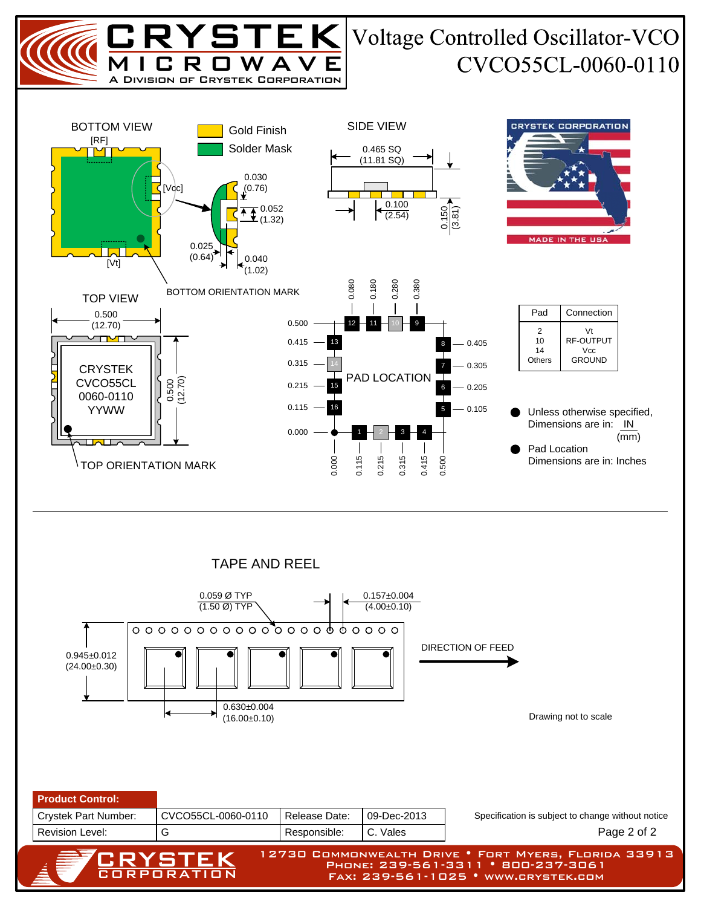# Voltage Controlled Oscillator-VCO
## CVCO55CL-0060-0110

BOTTOM VIEW

[RF]

[Vcc]

[Vt]

Gold Finish

Solder Mask

0.030 (0.76)

0.052 (1.32)

0.025 (0.64)

0.040 (1.02)

BOTTOM ORIENTATION MARK

SIDE VIEW

0.465 SQ (11.81 SQ)

0.100 (2.54)

0.150 (3.81)

CRYSTEK CORPORATION

MADE IN THE USA

TOP VIEW

0.500 (12.70)

0.500 (12.70)

CRYSTEK
CVCO55CL
0060-0110
YYWW

TOP ORIENTATION MARK

PAD LOCATION

0.080 0.180 0.280 0.380

0.500 0.415 0.315 0.215 0.115 0.000

0.405 0.305 0.205 0.105

0.000 0.115 0.215 0.315 0.415 0.500

| Pad | Connection |
|---|---|
| 2 | Vt |
| 10 | RF-OUTPUT |
| 14 | Vcc |
| Others | GROUND |

- Unless otherwise specified, Dimensions are in: IN (mm)
- Pad Location Dimensions are in: Inches

## TAPE AND REEL

0.059 Ø TYP (1.50 Ø) TYP

0.157±0.004 (4.00±0.10)

0.945±0.012 (24.00±0.30)

0.630±0.004 (16.00±0.10)

DIRECTION OF FEED

Drawing not to scale

| Product Control: | | | |
|---|---|---|---|
| Crystek Part Number: | CVCO55CL-0060-0110 | Release Date: | 09-Dec-2013 |
| Revision Level: | G | Responsible: | C. Vales |

Specification is subject to change without notice

CRYSTEK CORPORATION

12730 Commonwealth Drive • Fort Myers, Florida 33913
Phone: 239-561-3311 • 800-237-3061
Fax: 239-561-1025 • www.crystek.com